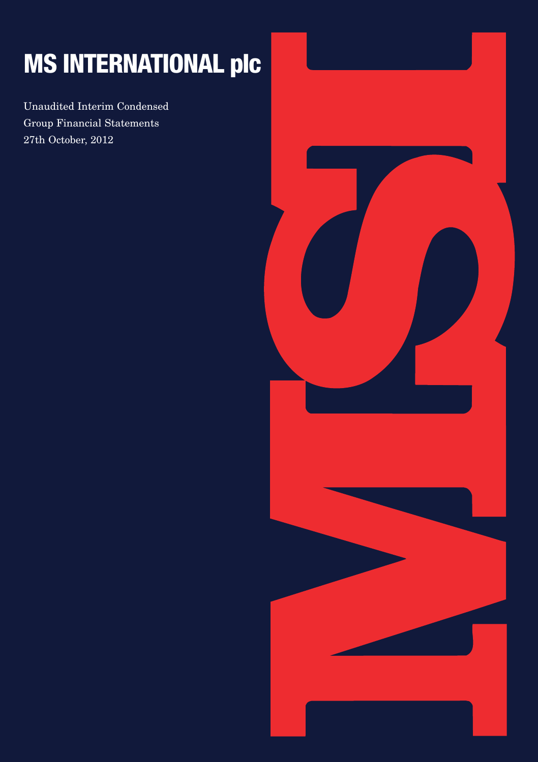# MS INTERNATIONAL plc

Unaudited Interim Condensed
Group Financial Statements
27th October, 2012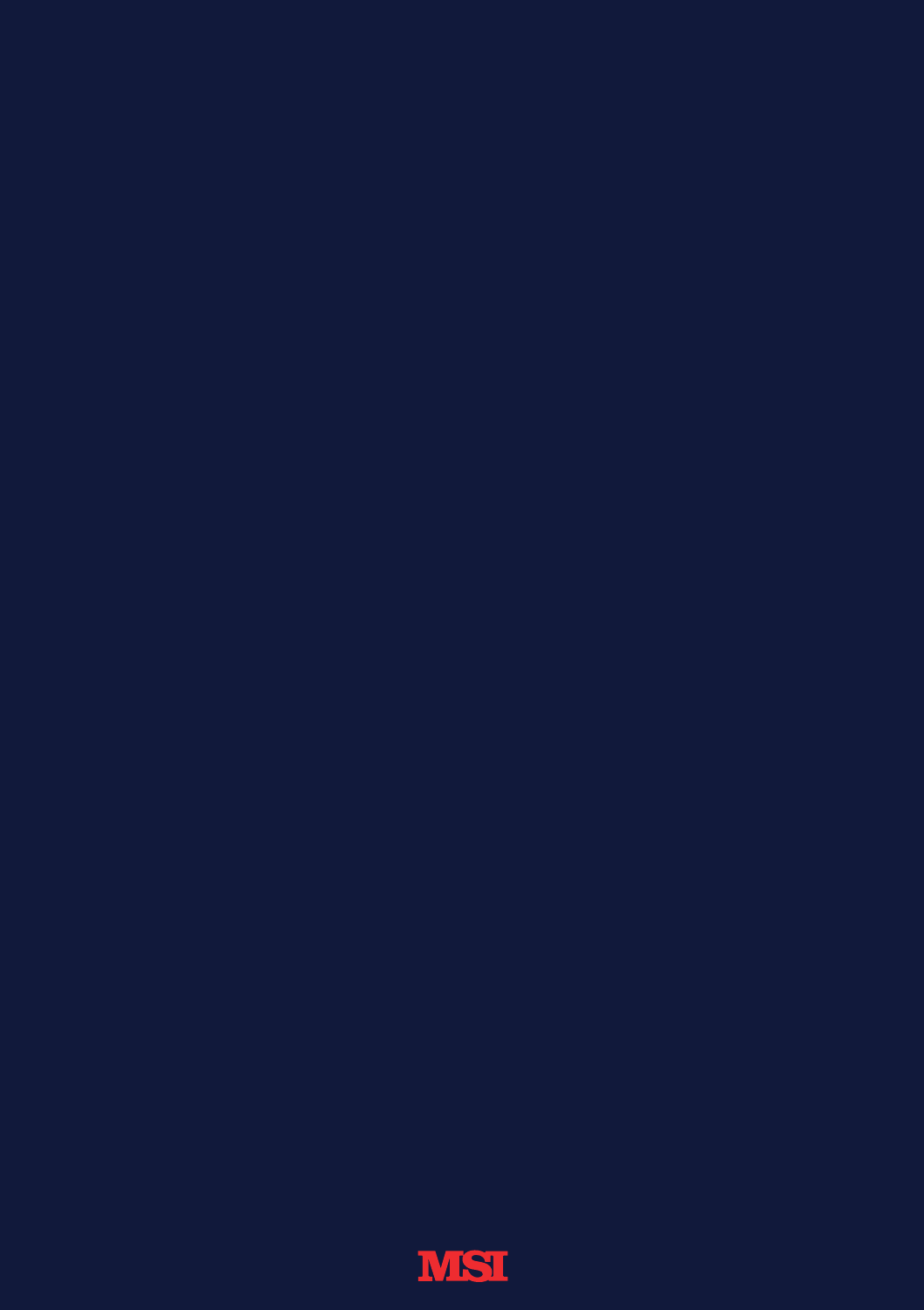MSI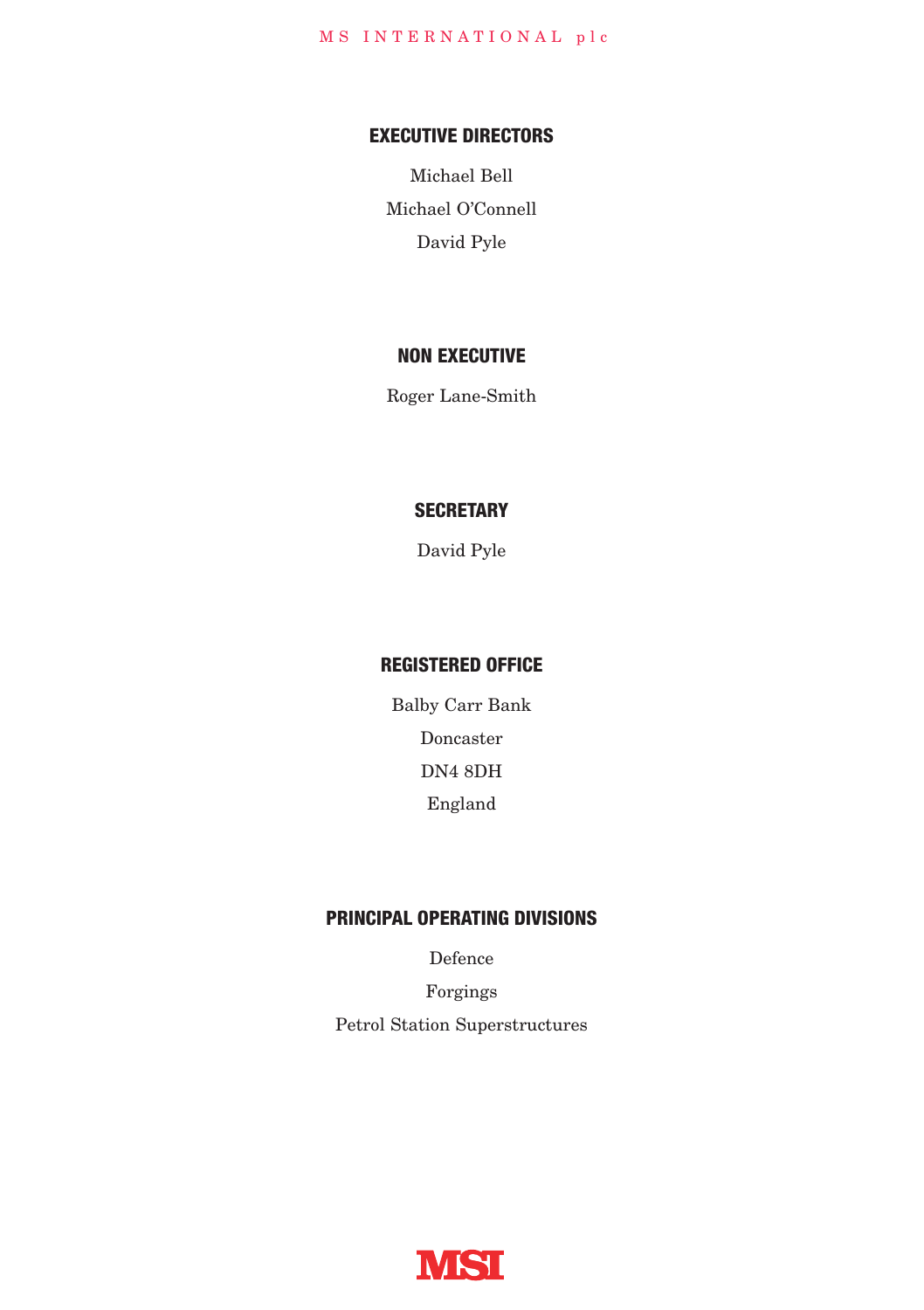## EXECUTIVE DIRECTORS

Michael Bell

Michael O'Connell

David Pyle

## NON EXECUTIVE

Roger Lane-Smith

## SECRETARY

David Pyle

## REGISTERED OFFICE

Balby Carr Bank

Doncaster

DN4 8DH

England

## PRINCIPAL OPERATING DIVISIONS

Defence

Forgings

Petrol Station Superstructures

MSI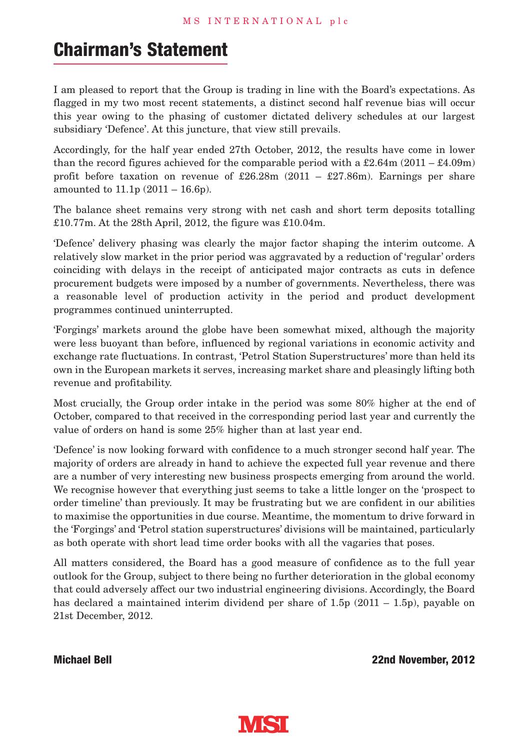# Chairman's Statement

I am pleased to report that the Group is trading in line with the Board's expectations. As flagged in my two most recent statements, a distinct second half revenue bias will occur this year owing to the phasing of customer dictated delivery schedules at our largest subsidiary 'Defence'. At this juncture, that view still prevails.

Accordingly, for the half year ended 27th October, 2012, the results have come in lower than the record figures achieved for the comparable period with a £2.64m (2011 – £4.09m) profit before taxation on revenue of £26.28m (2011 – £27.86m). Earnings per share amounted to 11.1p (2011 – 16.6p).

The balance sheet remains very strong with net cash and short term deposits totalling £10.77m. At the 28th April, 2012, the figure was £10.04m.

'Defence' delivery phasing was clearly the major factor shaping the interim outcome. A relatively slow market in the prior period was aggravated by a reduction of 'regular' orders coinciding with delays in the receipt of anticipated major contracts as cuts in defence procurement budgets were imposed by a number of governments. Nevertheless, there was a reasonable level of production activity in the period and product development programmes continued uninterrupted.

'Forgings' markets around the globe have been somewhat mixed, although the majority were less buoyant than before, influenced by regional variations in economic activity and exchange rate fluctuations. In contrast, 'Petrol Station Superstructures' more than held its own in the European markets it serves, increasing market share and pleasingly lifting both revenue and profitability.

Most crucially, the Group order intake in the period was some 80% higher at the end of October, compared to that received in the corresponding period last year and currently the value of orders on hand is some 25% higher than at last year end.

'Defence' is now looking forward with confidence to a much stronger second half year. The majority of orders are already in hand to achieve the expected full year revenue and there are a number of very interesting new business prospects emerging from around the world. We recognise however that everything just seems to take a little longer on the 'prospect to order timeline' than previously. It may be frustrating but we are confident in our abilities to maximise the opportunities in due course. Meantime, the momentum to drive forward in the 'Forgings' and 'Petrol station superstructures' divisions will be maintained, particularly as both operate with short lead time order books with all the vagaries that poses.

All matters considered, the Board has a good measure of confidence as to the full year outlook for the Group, subject to there being no further deterioration in the global economy that could adversely affect our two industrial engineering divisions. Accordingly, the Board has declared a maintained interim dividend per share of 1.5p (2011 – 1.5p), payable on 21st December, 2012.

**Michael Bell** **22nd November, 2012**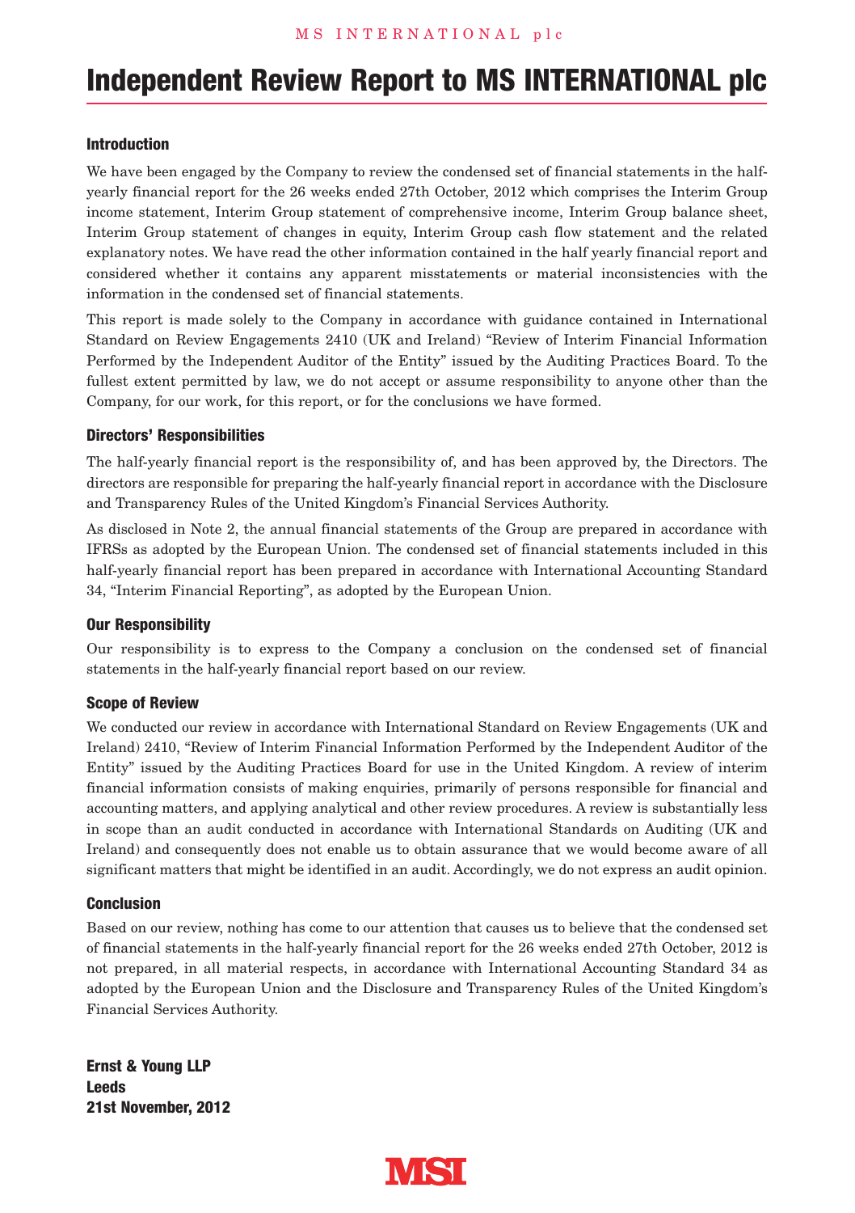# Independent Review Report to MS INTERNATIONAL plc

## Introduction

We have been engaged by the Company to review the condensed set of financial statements in the half-yearly financial report for the 26 weeks ended 27th October, 2012 which comprises the Interim Group income statement, Interim Group statement of comprehensive income, Interim Group balance sheet, Interim Group statement of changes in equity, Interim Group cash flow statement and the related explanatory notes. We have read the other information contained in the half yearly financial report and considered whether it contains any apparent misstatements or material inconsistencies with the information in the condensed set of financial statements.

This report is made solely to the Company in accordance with guidance contained in International Standard on Review Engagements 2410 (UK and Ireland) "Review of Interim Financial Information Performed by the Independent Auditor of the Entity" issued by the Auditing Practices Board. To the fullest extent permitted by law, we do not accept or assume responsibility to anyone other than the Company, for our work, for this report, or for the conclusions we have formed.

## Directors' Responsibilities

The half-yearly financial report is the responsibility of, and has been approved by, the Directors. The directors are responsible for preparing the half-yearly financial report in accordance with the Disclosure and Transparency Rules of the United Kingdom's Financial Services Authority.

As disclosed in Note 2, the annual financial statements of the Group are prepared in accordance with IFRSs as adopted by the European Union. The condensed set of financial statements included in this half-yearly financial report has been prepared in accordance with International Accounting Standard 34, "Interim Financial Reporting", as adopted by the European Union.

## Our Responsibility

Our responsibility is to express to the Company a conclusion on the condensed set of financial statements in the half-yearly financial report based on our review.

## Scope of Review

We conducted our review in accordance with International Standard on Review Engagements (UK and Ireland) 2410, "Review of Interim Financial Information Performed by the Independent Auditor of the Entity" issued by the Auditing Practices Board for use in the United Kingdom. A review of interim financial information consists of making enquiries, primarily of persons responsible for financial and accounting matters, and applying analytical and other review procedures. A review is substantially less in scope than an audit conducted in accordance with International Standards on Auditing (UK and Ireland) and consequently does not enable us to obtain assurance that we would become aware of all significant matters that might be identified in an audit. Accordingly, we do not express an audit opinion.

## Conclusion

Based on our review, nothing has come to our attention that causes us to believe that the condensed set of financial statements in the half-yearly financial report for the 26 weeks ended 27th October, 2012 is not prepared, in all material respects, in accordance with International Accounting Standard 34 as adopted by the European Union and the Disclosure and Transparency Rules of the United Kingdom's Financial Services Authority.

**Ernst & Young LLP**
**Leeds**
**21st November, 2012**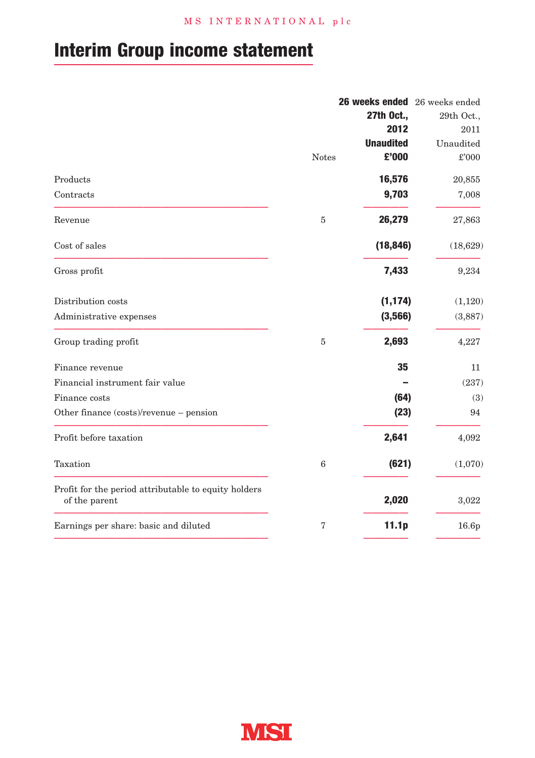# Interim Group income statement

| | Notes | **26 weeks ended 27th Oct., 2012 Unaudited £'000** | 26 weeks ended 29th Oct., 2011 Unaudited £'000 |
|---|---|---|---|
| Products | | **16,576** | 20,855 |
| Contracts | | **9,703** | 7,008 |
| Revenue | 5 | **26,279** | 27,863 |
| Cost of sales | | **(18,846)** | (18,629) |
| Gross profit | | **7,433** | 9,234 |
| Distribution costs | | **(1,174)** | (1,120) |
| Administrative expenses | | **(3,566)** | (3,887) |
| Group trading profit | 5 | **2,693** | 4,227 |
| Finance revenue | | **35** | 11 |
| Financial instrument fair value | | **–** | (237) |
| Finance costs | | **(64)** | (3) |
| Other finance (costs)/revenue – pension | | **(23)** | 94 |
| Profit before taxation | | **2,641** | 4,092 |
| Taxation | 6 | **(621)** | (1,070) |
| Profit for the period attributable to equity holders of the parent | | **2,020** | 3,022 |
| Earnings per share: basic and diluted | 7 | **11.1p** | 16.6p |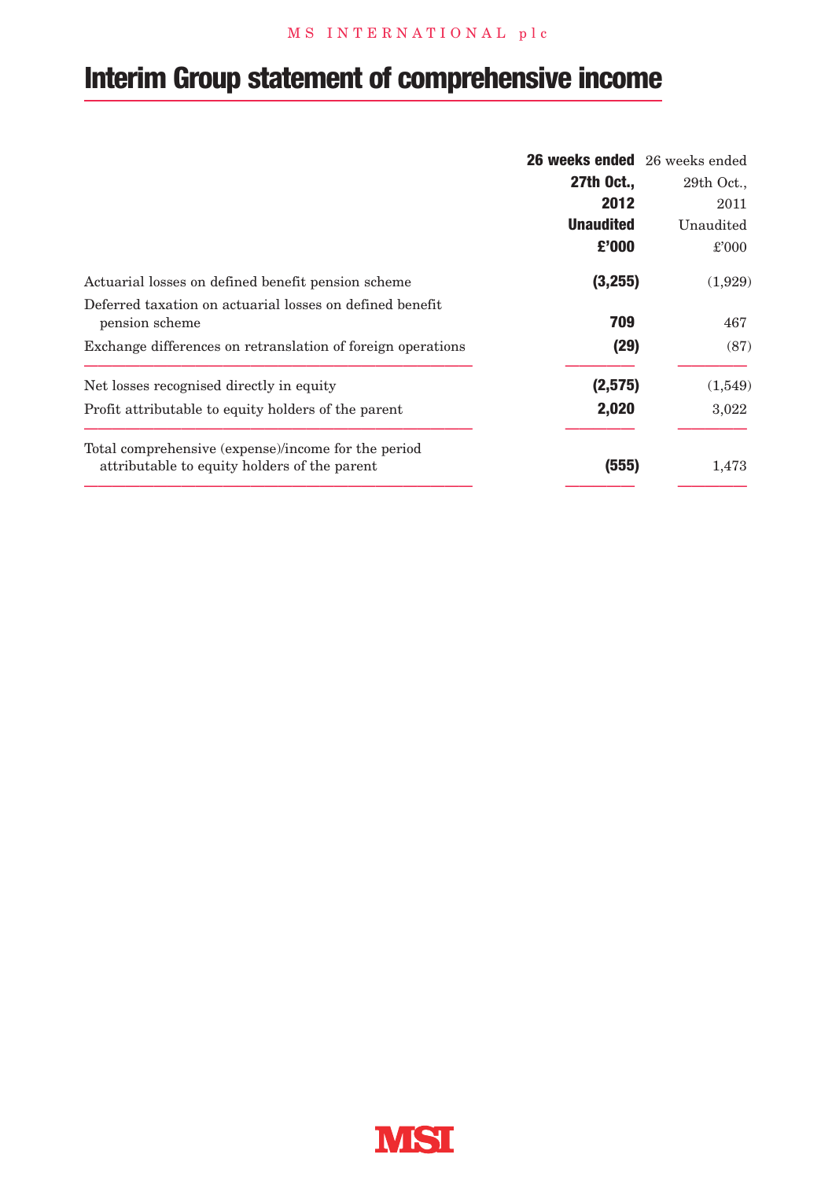# Interim Group statement of comprehensive income

| | **26 weeks ended 27th Oct., 2012 Unaudited £'000** | 26 weeks ended 29th Oct., 2011 Unaudited £'000 |
|---|---|---|
| Actuarial losses on defined benefit pension scheme | **(3,255)** | (1,929) |
| Deferred taxation on actuarial losses on defined benefit pension scheme | **709** | 467 |
| Exchange differences on retranslation of foreign operations | **(29)** | (87) |
| Net losses recognised directly in equity | **(2,575)** | (1,549) |
| Profit attributable to equity holders of the parent | **2,020** | 3,022 |
| Total comprehensive (expense)/income for the period attributable to equity holders of the parent | **(555)** | 1,473 |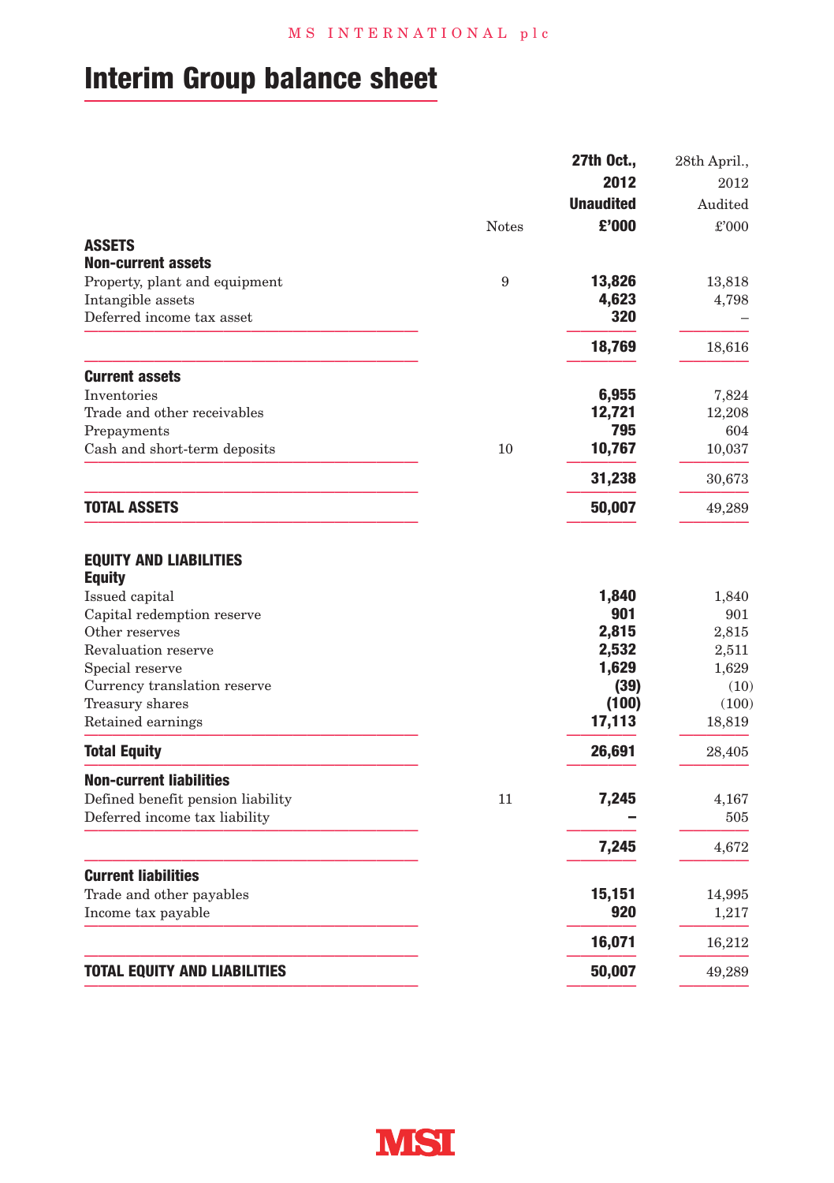# Interim Group balance sheet

| | Notes | 27th Oct., 2012 Unaudited £'000 | 28th April., 2012 Audited £'000 |
|---|---|---|---|
| **ASSETS** | | | |
| **Non-current assets** | | | |
| Property, plant and equipment | 9 | **13,826** | 13,818 |
| Intangible assets | | **4,623** | 4,798 |
| Deferred income tax asset | | **320** | – |
| | | **18,769** | 18,616 |
| **Current assets** | | | |
| Inventories | | **6,955** | 7,824 |
| Trade and other receivables | | **12,721** | 12,208 |
| Prepayments | | **795** | 604 |
| Cash and short-term deposits | 10 | **10,767** | 10,037 |
| | | **31,238** | 30,673 |
| **TOTAL ASSETS** | | **50,007** | 49,289 |
| | | | |
| **EQUITY AND LIABILITIES** | | | |
| **Equity** | | | |
| Issued capital | | **1,840** | 1,840 |
| Capital redemption reserve | | **901** | 901 |
| Other reserves | | **2,815** | 2,815 |
| Revaluation reserve | | **2,532** | 2,511 |
| Special reserve | | **1,629** | 1,629 |
| Currency translation reserve | | **(39)** | (10) |
| Treasury shares | | **(100)** | (100) |
| Retained earnings | | **17,113** | 18,819 |
| **Total Equity** | | **26,691** | 28,405 |
| **Non-current liabilities** | | | |
| Defined benefit pension liability | 11 | **7,245** | 4,167 |
| Deferred income tax liability | | **–** | 505 |
| | | **7,245** | 4,672 |
| **Current liabilities** | | | |
| Trade and other payables | | **15,151** | 14,995 |
| Income tax payable | | **920** | 1,217 |
| | | **16,071** | 16,212 |
| **TOTAL EQUITY AND LIABILITIES** | | **50,007** | 49,289 |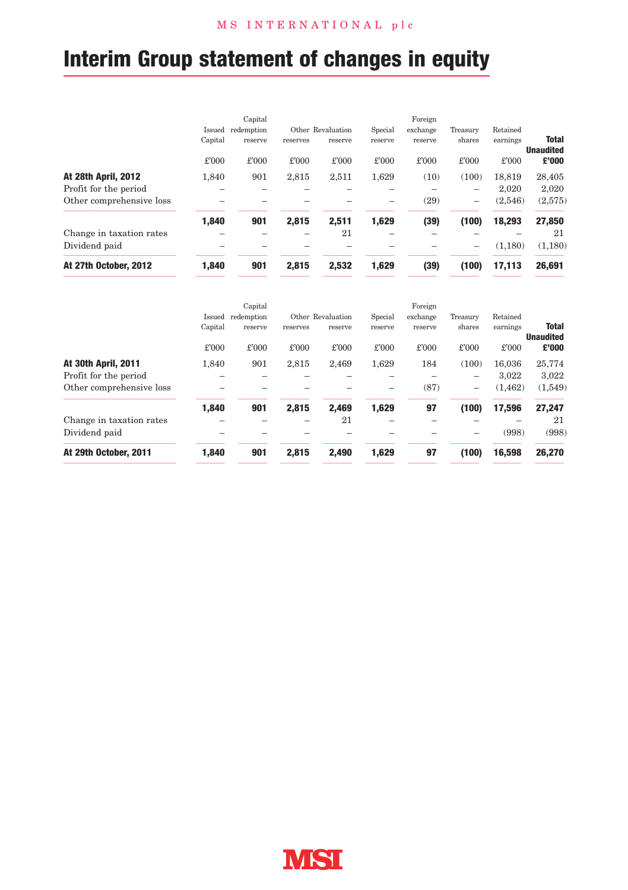# Interim Group statement of changes in equity

| | Issued Capital | Capital redemption reserve | Other reserves | Revaluation reserve | Special reserve | Foreign exchange reserve | Treasury shares | Retained earnings | **Total Unaudited** |
|---|---|---|---|---|---|---|---|---|---|
| | £'000 | £'000 | £'000 | £'000 | £'000 | £'000 | £'000 | £'000 | **£'000** |
| **At 28th April, 2012** | 1,840 | 901 | 2,815 | 2,511 | 1,629 | (10) | (100) | 18,819 | 28,405 |
| Profit for the period | – | – | – | – | – | – | – | 2,020 | 2,020 |
| Other comprehensive loss | – | – | – | – | – | (29) | – | (2,546) | (2,575) |
| | **1,840** | **901** | **2,815** | **2,511** | **1,629** | **(39)** | **(100)** | **18,293** | **27,850** |
| Change in taxation rates | – | – | – | 21 | – | – | – | – | 21 |
| Dividend paid | – | – | – | – | – | – | – | (1,180) | (1,180) |
| **At 27th October, 2012** | **1,840** | **901** | **2,815** | **2,532** | **1,629** | **(39)** | **(100)** | **17,113** | **26,691** |

| | Issued Capital | Capital redemption reserve | Other reserves | Revaluation reserve | Special reserve | Foreign exchange reserve | Treasury shares | Retained earnings | **Total Unaudited** |
|---|---|---|---|---|---|---|---|---|---|
| | £'000 | £'000 | £'000 | £'000 | £'000 | £'000 | £'000 | £'000 | **£'000** |
| **At 30th April, 2011** | 1,840 | 901 | 2,815 | 2,469 | 1,629 | 184 | (100) | 16,036 | 25,774 |
| Profit for the period | – | – | – | – | – | – | – | 3,022 | 3,022 |
| Other comprehensive loss | – | – | – | – | – | (87) | – | (1,462) | (1,549) |
| | **1,840** | **901** | **2,815** | **2,469** | **1,629** | **97** | **(100)** | **17,596** | **27,247** |
| Change in taxation rates | – | – | – | 21 | – | – | – | – | 21 |
| Dividend paid | – | – | – | – | – | – | – | (998) | (998) |
| **At 29th October, 2011** | **1,840** | **901** | **2,815** | **2,490** | **1,629** | **97** | **(100)** | **16,598** | **26,270** |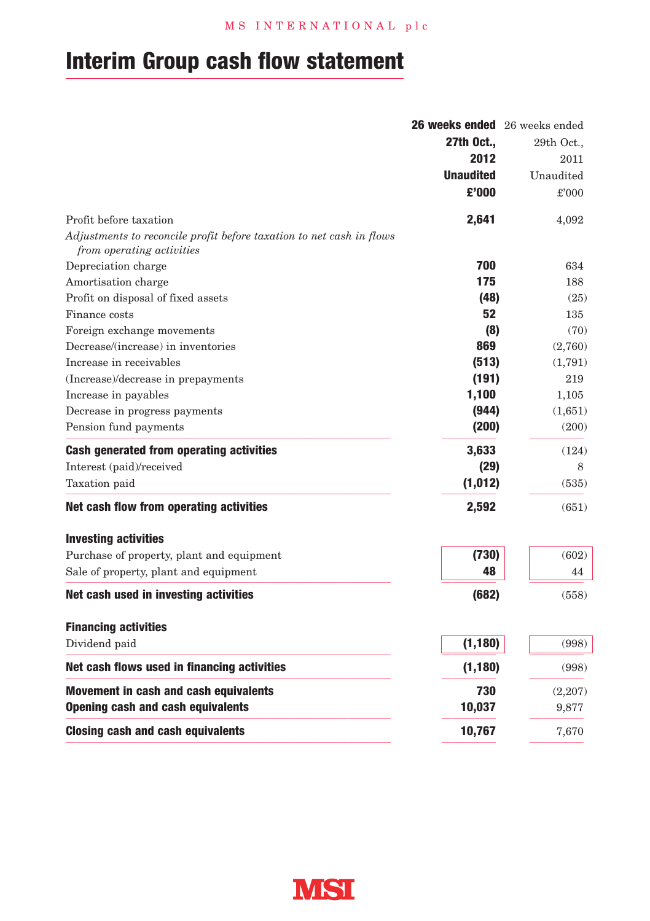# Interim Group cash flow statement

| | 26 weeks ended 27th Oct., 2012 Unaudited £'000 | 26 weeks ended 29th Oct., 2011 Unaudited £'000 |
|---|---|---|
| Profit before taxation | **2,641** | 4,092 |
| *Adjustments to reconcile profit before taxation to net cash in flows from operating activities* | | |
| Depreciation charge | **700** | 634 |
| Amortisation charge | **175** | 188 |
| Profit on disposal of fixed assets | **(48)** | (25) |
| Finance costs | **52** | 135 |
| Foreign exchange movements | **(8)** | (70) |
| Decrease/(increase) in inventories | **869** | (2,760) |
| Increase in receivables | **(513)** | (1,791) |
| (Increase)/decrease in prepayments | **(191)** | 219 |
| Increase in payables | **1,100** | 1,105 |
| Decrease in progress payments | **(944)** | (1,651) |
| Pension fund payments | **(200)** | (200) |
| **Cash generated from operating activities** | **3,633** | (124) |
| Interest (paid)/received | **(29)** | 8 |
| Taxation paid | **(1,012)** | (535) |
| **Net cash flow from operating activities** | **2,592** | (651) |
| **Investing activities** | | |
| Purchase of property, plant and equipment | **(730)** | (602) |
| Sale of property, plant and equipment | **48** | 44 |
| **Net cash used in investing activities** | **(682)** | (558) |
| **Financing activities** | | |
| Dividend paid | **(1,180)** | (998) |
| **Net cash flows used in financing activities** | **(1,180)** | (998) |
| **Movement in cash and cash equivalents** | **730** | (2,207) |
| **Opening cash and cash equivalents** | **10,037** | 9,877 |
| **Closing cash and cash equivalents** | **10,767** | 7,670 |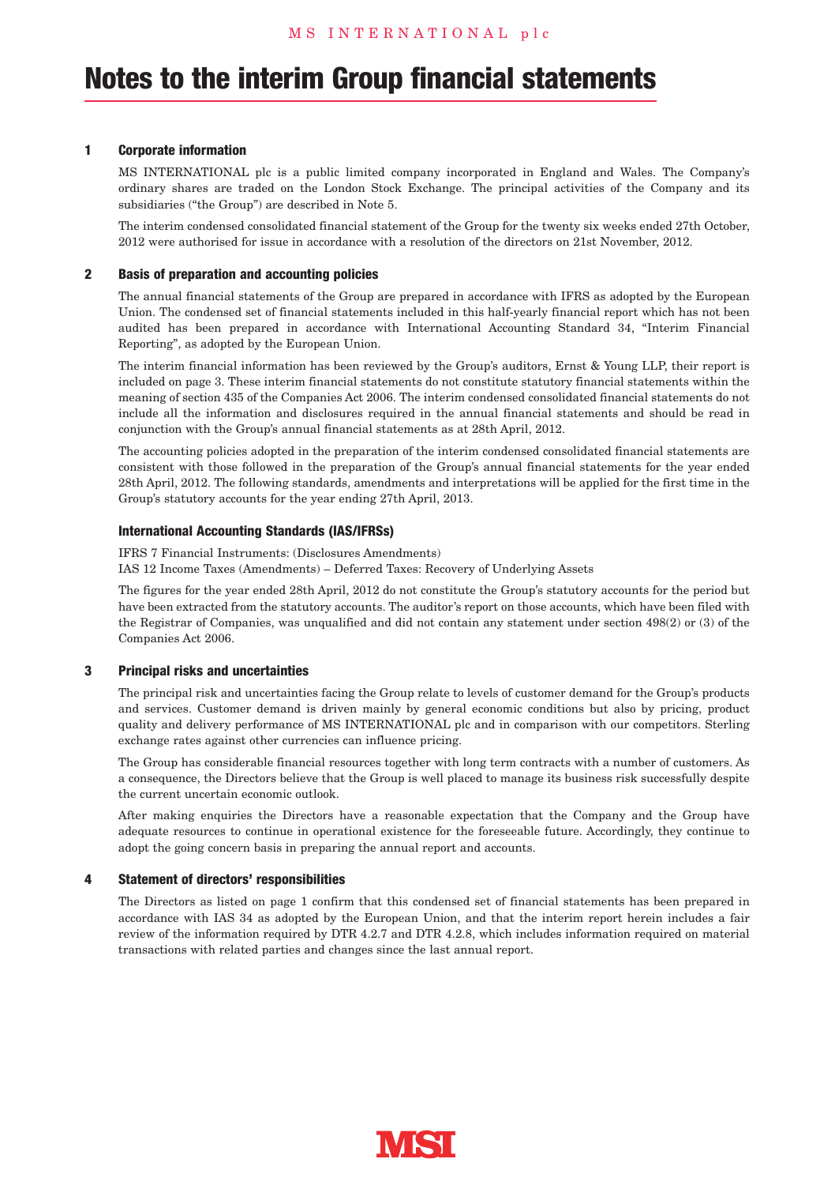# Notes to the interim Group financial statements

## 1 Corporate information

MS INTERNATIONAL plc is a public limited company incorporated in England and Wales. The Company's ordinary shares are traded on the London Stock Exchange. The principal activities of the Company and its subsidiaries ("the Group") are described in Note 5.

The interim condensed consolidated financial statement of the Group for the twenty six weeks ended 27th October, 2012 were authorised for issue in accordance with a resolution of the directors on 21st November, 2012.

## 2 Basis of preparation and accounting policies

The annual financial statements of the Group are prepared in accordance with IFRS as adopted by the European Union. The condensed set of financial statements included in this half-yearly financial report which has not been audited has been prepared in accordance with International Accounting Standard 34, "Interim Financial Reporting", as adopted by the European Union.

The interim financial information has been reviewed by the Group's auditors, Ernst & Young LLP, their report is included on page 3. These interim financial statements do not constitute statutory financial statements within the meaning of section 435 of the Companies Act 2006. The interim condensed consolidated financial statements do not include all the information and disclosures required in the annual financial statements and should be read in conjunction with the Group's annual financial statements as at 28th April, 2012.

The accounting policies adopted in the preparation of the interim condensed consolidated financial statements are consistent with those followed in the preparation of the Group's annual financial statements for the year ended 28th April, 2012. The following standards, amendments and interpretations will be applied for the first time in the Group's statutory accounts for the year ending 27th April, 2013.

### International Accounting Standards (IAS/IFRSs)

IFRS 7 Financial Instruments: (Disclosures Amendments)
IAS 12 Income Taxes (Amendments) – Deferred Taxes: Recovery of Underlying Assets

The figures for the year ended 28th April, 2012 do not constitute the Group's statutory accounts for the period but have been extracted from the statutory accounts. The auditor's report on those accounts, which have been filed with the Registrar of Companies, was unqualified and did not contain any statement under section 498(2) or (3) of the Companies Act 2006.

## 3 Principal risks and uncertainties

The principal risk and uncertainties facing the Group relate to levels of customer demand for the Group's products and services. Customer demand is driven mainly by general economic conditions but also by pricing, product quality and delivery performance of MS INTERNATIONAL plc and in comparison with our competitors. Sterling exchange rates against other currencies can influence pricing.

The Group has considerable financial resources together with long term contracts with a number of customers. As a consequence, the Directors believe that the Group is well placed to manage its business risk successfully despite the current uncertain economic outlook.

After making enquiries the Directors have a reasonable expectation that the Company and the Group have adequate resources to continue in operational existence for the foreseeable future. Accordingly, they continue to adopt the going concern basis in preparing the annual report and accounts.

## 4 Statement of directors' responsibilities

The Directors as listed on page 1 confirm that this condensed set of financial statements has been prepared in accordance with IAS 34 as adopted by the European Union, and that the interim report herein includes a fair review of the information required by DTR 4.2.7 and DTR 4.2.8, which includes information required on material transactions with related parties and changes since the last annual report.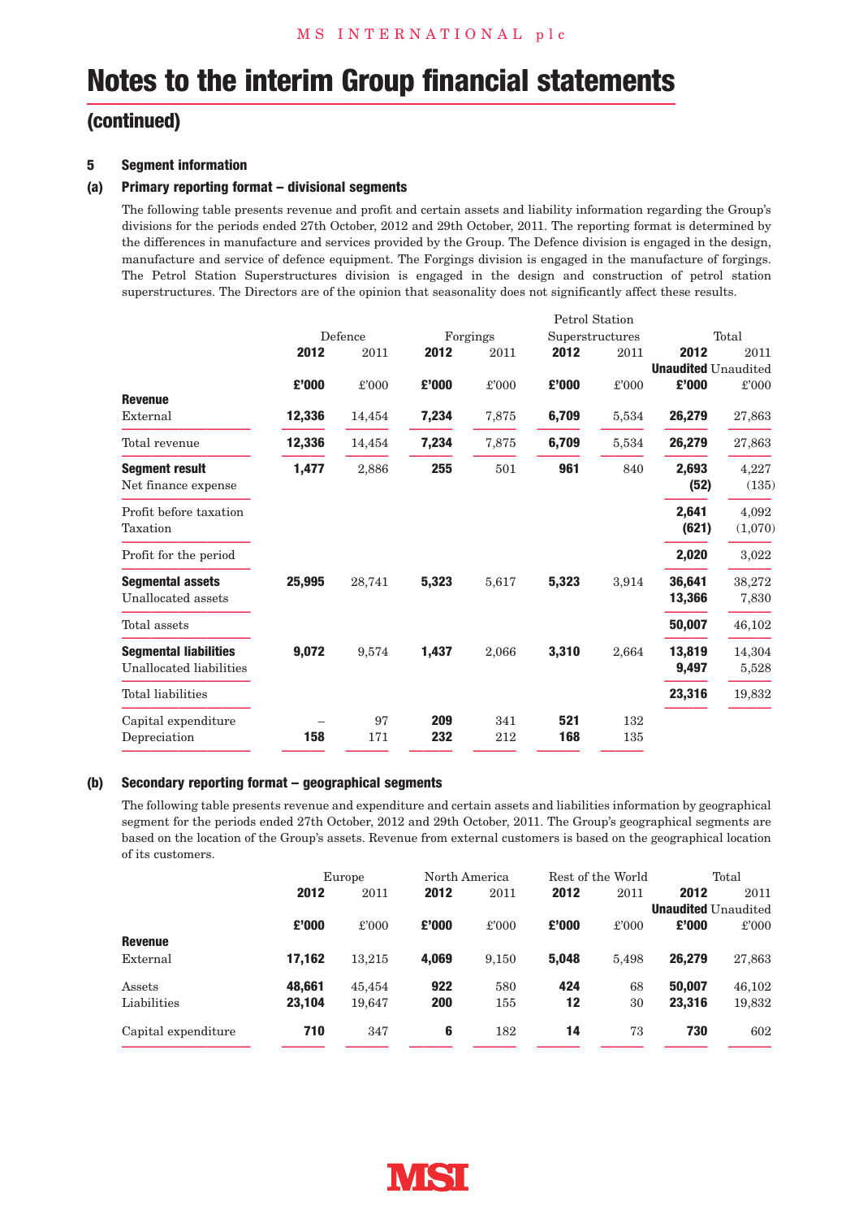# Notes to the interim Group financial statements

## (continued)

### 5 Segment information

#### (a) Primary reporting format – divisional segments

The following table presents revenue and profit and certain assets and liability information regarding the Group's divisions for the periods ended 27th October, 2012 and 29th October, 2011. The reporting format is determined by the differences in manufacture and services provided by the Group. The Defence division is engaged in the design, manufacture and service of defence equipment. The Forgings division is engaged in the manufacture of forgings. The Petrol Station Superstructures division is engaged in the design and construction of petrol station superstructures. The Directors are of the opinion that seasonality does not significantly affect these results.

| | Defence | | Forgings | | Petrol Station Superstructures | | Total | |
|---|---|---|---|---|---|---|---|---|
| | **2012** | 2011 | **2012** | 2011 | **2012** | 2011 | **2012** | 2011 |
| | | | | | | | **Unaudited** | Unaudited |
| | **£'000** | £'000 | **£'000** | £'000 | **£'000** | £'000 | **£'000** | £'000 |
| **Revenue** | | | | | | | | |
| External | **12,336** | 14,454 | **7,234** | 7,875 | **6,709** | 5,534 | **26,279** | 27,863 |
| Total revenue | **12,336** | 14,454 | **7,234** | 7,875 | **6,709** | 5,534 | **26,279** | 27,863 |
| **Segment result** | **1,477** | 2,886 | **255** | 501 | **961** | 840 | **2,693** | 4,227 |
| Net finance expense | | | | | | | **(52)** | (135) |
| Profit before taxation | | | | | | | **2,641** | 4,092 |
| Taxation | | | | | | | **(621)** | (1,070) |
| Profit for the period | | | | | | | **2,020** | 3,022 |
| **Segmental assets** | **25,995** | 28,741 | **5,323** | 5,617 | **5,323** | 3,914 | **36,641** | 38,272 |
| Unallocated assets | | | | | | | **13,366** | 7,830 |
| Total assets | | | | | | | **50,007** | 46,102 |
| **Segmental liabilities** | **9,072** | 9,574 | **1,437** | 2,066 | **3,310** | 2,664 | **13,819** | 14,304 |
| Unallocated liabilities | | | | | | | **9,497** | 5,528 |
| Total liabilities | | | | | | | **23,316** | 19,832 |
| Capital expenditure | – | 97 | **209** | 341 | **521** | 132 | | |
| Depreciation | **158** | 171 | **232** | 212 | **168** | 135 | | |

#### (b) Secondary reporting format – geographical segments

The following table presents revenue and expenditure and certain assets and liabilities information by geographical segment for the periods ended 27th October, 2012 and 29th October, 2011. The Group's geographical segments are based on the location of the Group's assets. Revenue from external customers is based on the geographical location of its customers.

| | Europe | | North America | | Rest of the World | | Total | |
|---|---|---|---|---|---|---|---|---|
| | **2012** | 2011 | **2012** | 2011 | **2012** | 2011 | **2012** | 2011 |
| | | | | | | | **Unaudited** | Unaudited |
| | **£'000** | £'000 | **£'000** | £'000 | **£'000** | £'000 | **£'000** | £'000 |
| **Revenue** | | | | | | | | |
| External | **17,162** | 13,215 | **4,069** | 9,150 | **5,048** | 5,498 | **26,279** | 27,863 |
| Assets | **48,661** | 45,454 | **922** | 580 | **424** | 68 | **50,007** | 46,102 |
| Liabilities | **23,104** | 19,647 | **200** | 155 | **12** | 30 | **23,316** | 19,832 |
| Capital expenditure | **710** | 347 | **6** | 182 | **14** | 73 | **730** | 602 |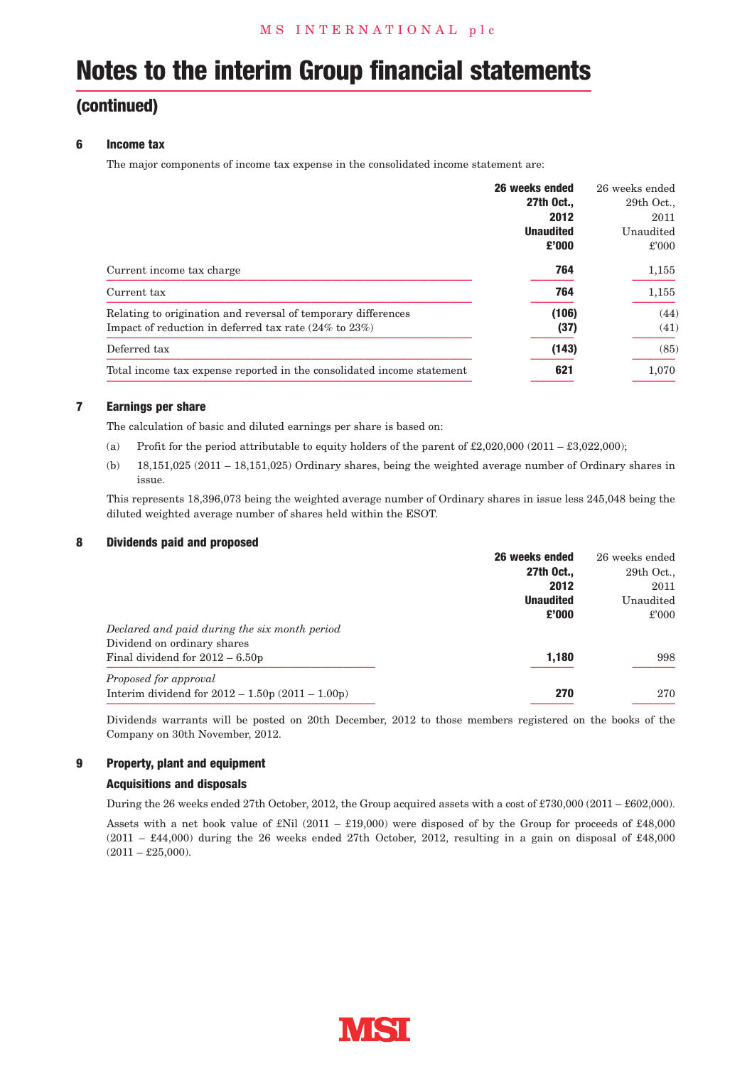# Notes to the interim Group financial statements

## (continued)

### 6 Income tax

The major components of income tax expense in the consolidated income statement are:

| | **26 weeks ended 27th Oct., 2012 Unaudited £'000** | 26 weeks ended 29th Oct., 2011 Unaudited £'000 |
|---|---|---|
| Current income tax charge | **764** | 1,155 |
| Current tax | **764** | 1,155 |
| Relating to origination and reversal of temporary differences | **(106)** | (44) |
| Impact of reduction in deferred tax rate (24% to 23%) | **(37)** | (41) |
| Deferred tax | **(143)** | (85) |
| Total income tax expense reported in the consolidated income statement | **621** | 1,070 |

### 7 Earnings per share

The calculation of basic and diluted earnings per share is based on:

(a) Profit for the period attributable to equity holders of the parent of £2,020,000 (2011 – £3,022,000);

(b) 18,151,025 (2011 – 18,151,025) Ordinary shares, being the weighted average number of Ordinary shares in issue.

This represents 18,396,073 being the weighted average number of Ordinary shares in issue less 245,048 being the diluted weighted average number of shares held within the ESOT.

### 8 Dividends paid and proposed

| | **26 weeks ended 27th Oct., 2012 Unaudited £'000** | 26 weeks ended 29th Oct., 2011 Unaudited £'000 |
|---|---|---|
| *Declared and paid during the six month period* | | |
| Dividend on ordinary shares | | |
| Final dividend for 2012 – 6.50p | **1,180** | 998 |
| *Proposed for approval* | | |
| Interim dividend for 2012 – 1.50p (2011 – 1.00p) | **270** | 270 |

Dividends warrants will be posted on 20th December, 2012 to those members registered on the books of the Company on 30th November, 2012.

### 9 Property, plant and equipment

#### Acquisitions and disposals

During the 26 weeks ended 27th October, 2012, the Group acquired assets with a cost of £730,000 (2011 – £602,000).

Assets with a net book value of £Nil (2011 – £19,000) were disposed of by the Group for proceeds of £48,000 (2011 – £44,000) during the 26 weeks ended 27th October, 2012, resulting in a gain on disposal of £48,000 (2011 – £25,000).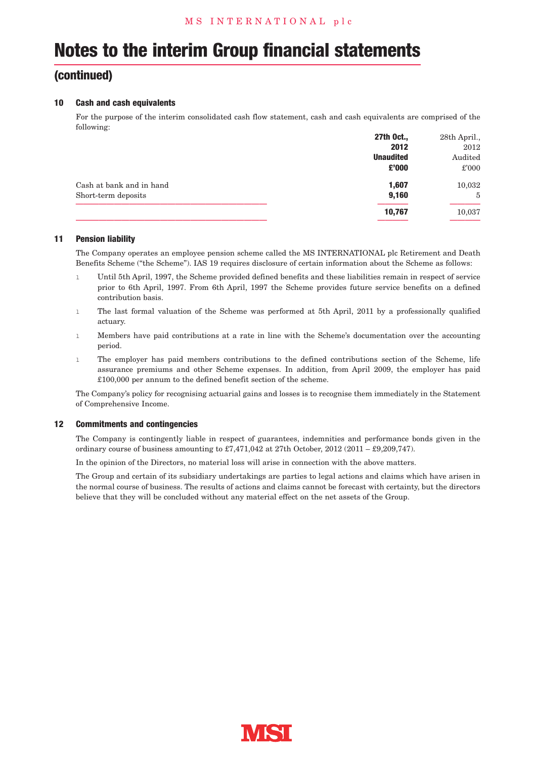# Notes to the interim Group financial statements

## (continued)

### 10 Cash and cash equivalents

For the purpose of the interim consolidated cash flow statement, cash and cash equivalents are comprised of the following:

| | **27th Oct., 2012 Unaudited £'000** | 28th April., 2012 Audited £'000 |
|---|---|---|
| Cash at bank and in hand | **1,607** | 10,032 |
| Short-term deposits | **9,160** | 5 |
| | **10,767** | 10,037 |

### 11 Pension liability

The Company operates an employee pension scheme called the MS INTERNATIONAL plc Retirement and Death Benefits Scheme ("the Scheme"). IAS 19 requires disclosure of certain information about the Scheme as follows:

- Until 5th April, 1997, the Scheme provided defined benefits and these liabilities remain in respect of service prior to 6th April, 1997. From 6th April, 1997 the Scheme provides future service benefits on a defined contribution basis.
- The last formal valuation of the Scheme was performed at 5th April, 2011 by a professionally qualified actuary.
- Members have paid contributions at a rate in line with the Scheme's documentation over the accounting period.
- The employer has paid members contributions to the defined contributions section of the Scheme, life assurance premiums and other Scheme expenses. In addition, from April 2009, the employer has paid £100,000 per annum to the defined benefit section of the scheme.

The Company's policy for recognising actuarial gains and losses is to recognise them immediately in the Statement of Comprehensive Income.

### 12 Commitments and contingencies

The Company is contingently liable in respect of guarantees, indemnities and performance bonds given in the ordinary course of business amounting to £7,471,042 at 27th October, 2012 (2011 – £9,209,747).

In the opinion of the Directors, no material loss will arise in connection with the above matters.

The Group and certain of its subsidiary undertakings are parties to legal actions and claims which have arisen in the normal course of business. The results of actions and claims cannot be forecast with certainty, but the directors believe that they will be concluded without any material effect on the net assets of the Group.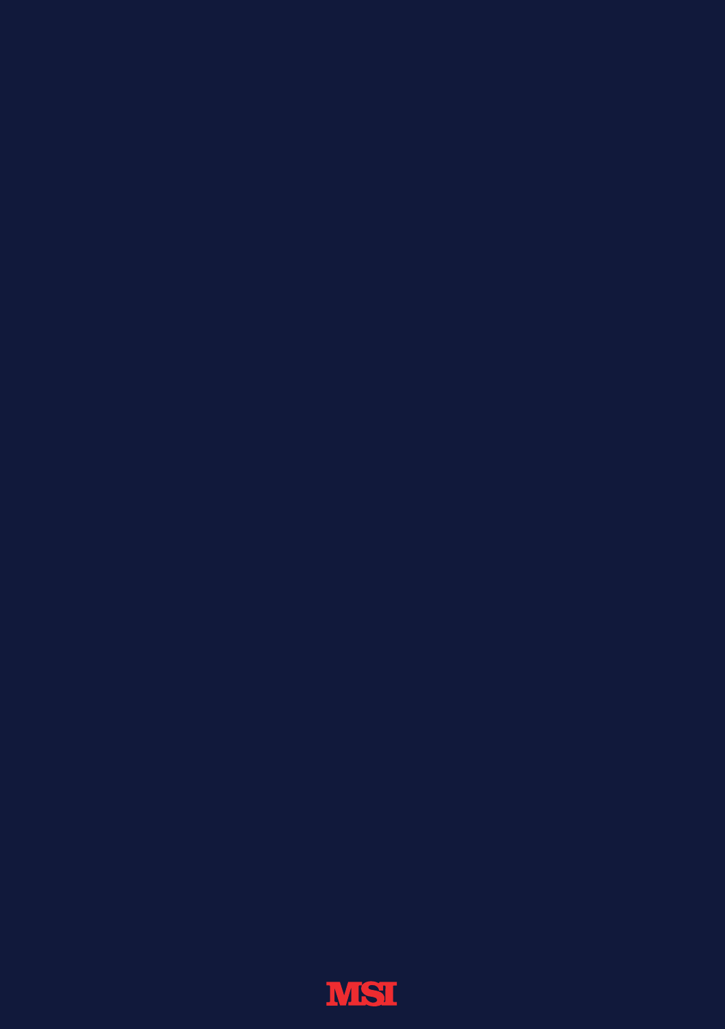MSI